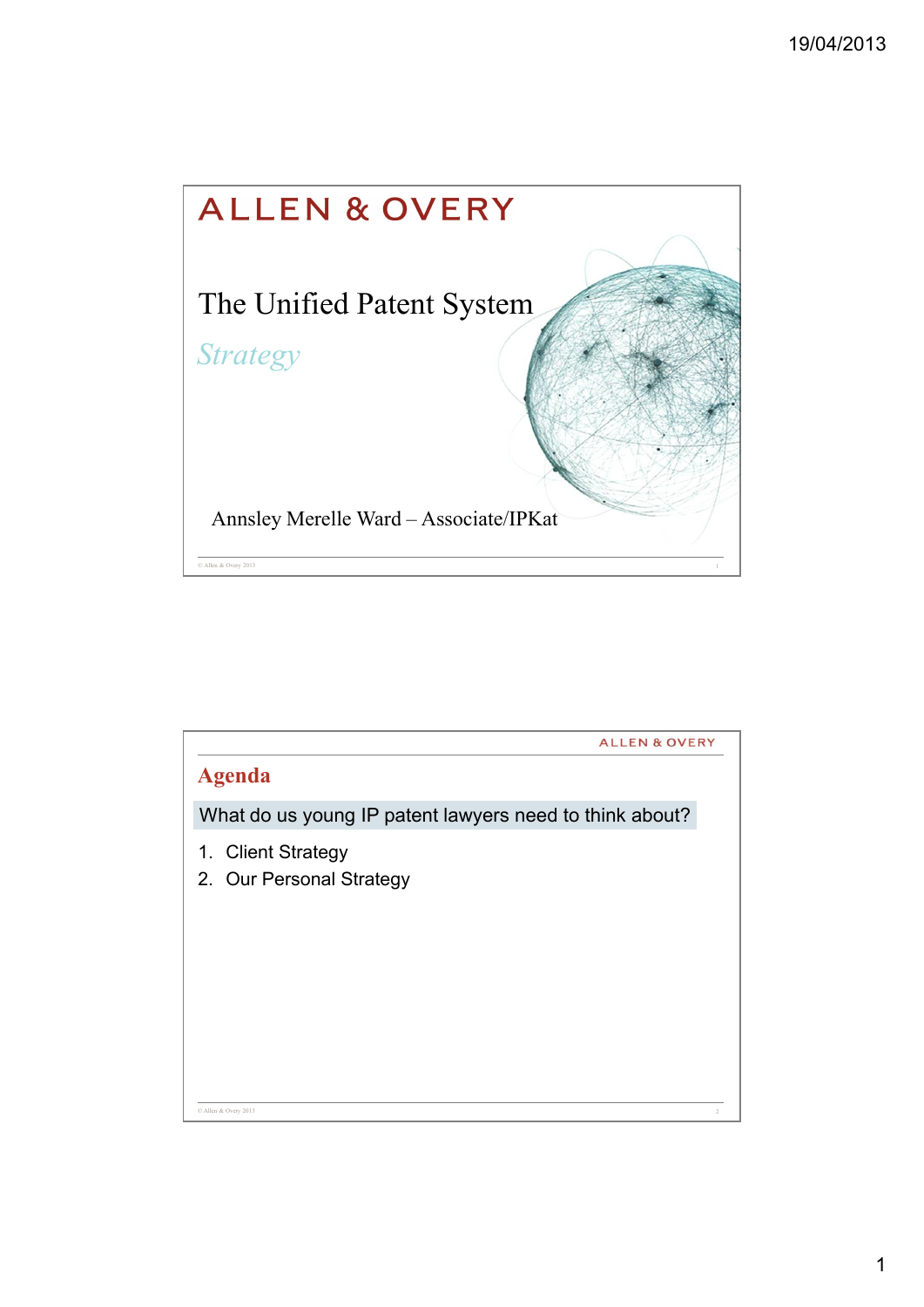ALLEN & OVERY

# The Unified Patent System

*Strategy*

Annsley Merelle Ward – Associate/IPKat

© Allen & Overy 2013

---

ALLEN & OVERY

## Agenda

What do us young IP patent lawyers need to think about?

1. Client Strategy
2. Our Personal Strategy

© Allen & Overy 2013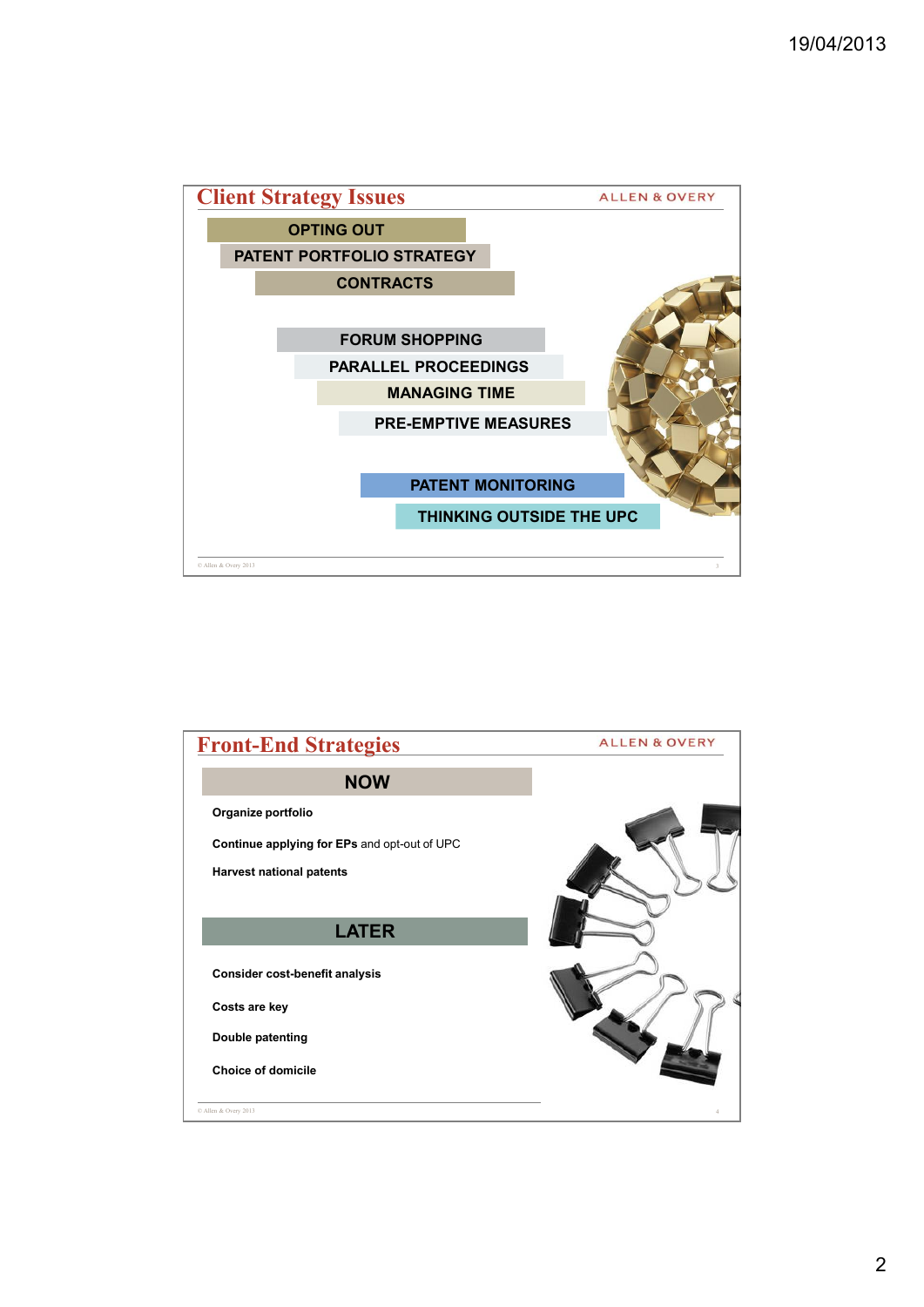## Client Strategy Issues

ALLEN & OVERY

- OPTING OUT
- PATENT PORTFOLIO STRATEGY
- CONTRACTS

- FORUM SHOPPING
- PARALLEL PROCEEDINGS
- MANAGING TIME
- PRE-EMPTIVE MEASURES

- PATENT MONITORING
- THINKING OUTSIDE THE UPC

© Allen & Overy 2013

## Front-End Strategies

ALLEN & OVERY

### NOW

**Organize portfolio**

**Continue applying for EPs** and opt-out of UPC

**Harvest national patents**

### LATER

**Consider cost-benefit analysis**

**Costs are key**

**Double patenting**

**Choice of domicile**

© Allen & Overy 2013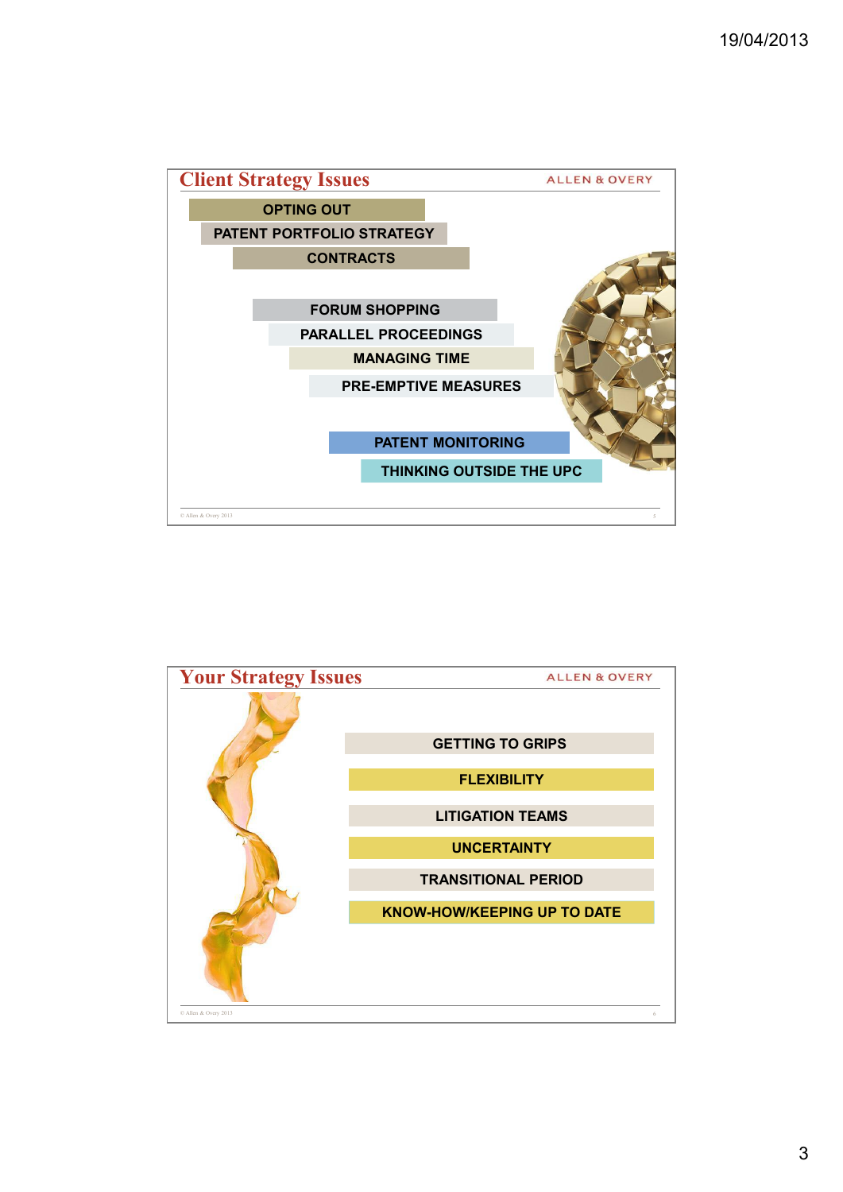## Client Strategy Issues

ALLEN & OVERY

- OPTING OUT
- PATENT PORTFOLIO STRATEGY
- CONTRACTS
- FORUM SHOPPING
- PARALLEL PROCEEDINGS
- MANAGING TIME
- PRE-EMPTIVE MEASURES
- PATENT MONITORING
- THINKING OUTSIDE THE UPC

© Allen & Overy 2013

## Your Strategy Issues

ALLEN & OVERY

- GETTING TO GRIPS
- FLEXIBILITY
- LITIGATION TEAMS
- UNCERTAINTY
- TRANSITIONAL PERIOD
- KNOW-HOW/KEEPING UP TO DATE

© Allen & Overy 2013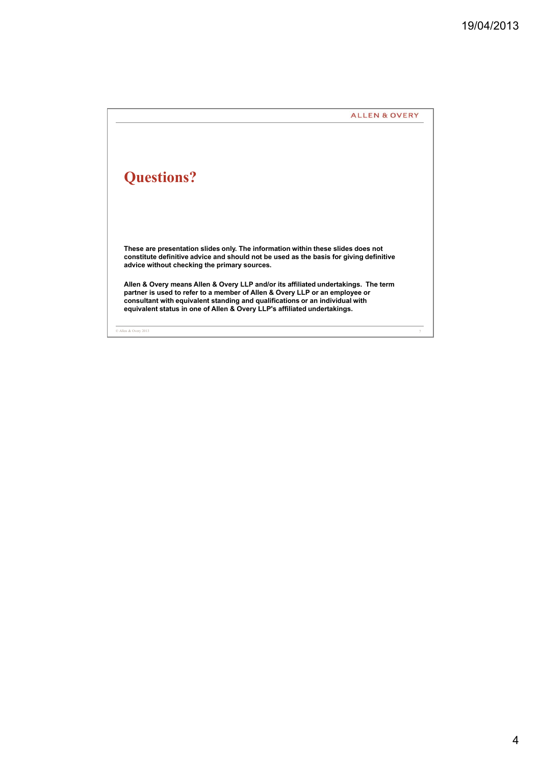# Questions?

**These are presentation slides only. The information within these slides does not constitute definitive advice and should not be used as the basis for giving definitive advice without checking the primary sources.**

**Allen & Overy means Allen & Overy LLP and/or its affiliated undertakings. The term partner is used to refer to a member of Allen & Overy LLP or an employee or consultant with equivalent standing and qualifications or an individual with equivalent status in one of Allen & Overy LLP's affiliated undertakings.**